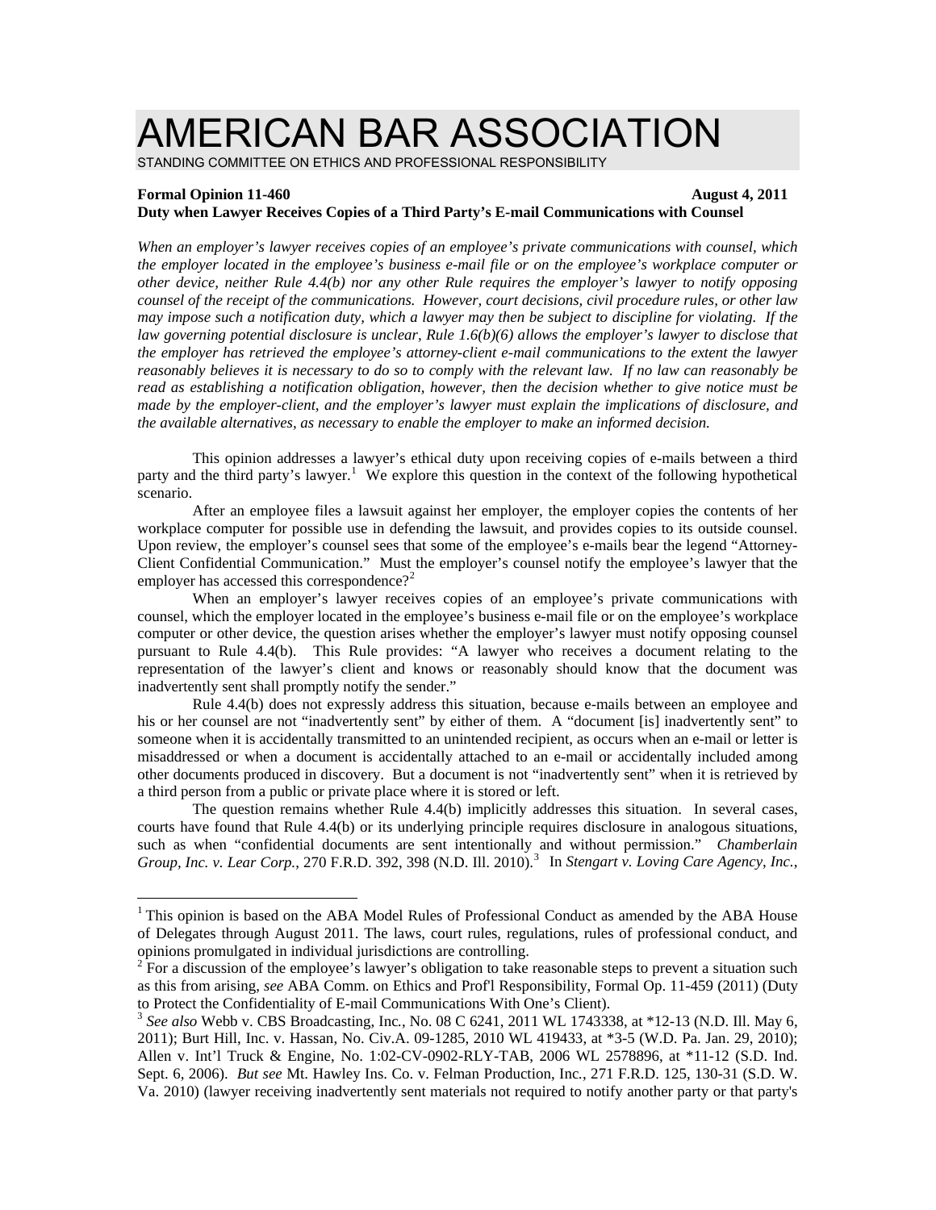# AMERICAN BAR ASSOCIATION

STANDING COMMITTEE ON ETHICS AND PROFESSIONAL RESPONSIBILITY

**Formal Opinion 11-460** **August 4, 2011**

**Duty when Lawyer Receives Copies of a Third Party's E-mail Communications with Counsel**

*When an employer's lawyer receives copies of an employee's private communications with counsel, which the employer located in the employee's business e-mail file or on the employee's workplace computer or other device, neither Rule 4.4(b) nor any other Rule requires the employer's lawyer to notify opposing counsel of the receipt of the communications. However, court decisions, civil procedure rules, or other law may impose such a notification duty, which a lawyer may then be subject to discipline for violating. If the law governing potential disclosure is unclear, Rule 1.6(b)(6) allows the employer's lawyer to disclose that the employer has retrieved the employee's attorney-client e-mail communications to the extent the lawyer reasonably believes it is necessary to do so to comply with the relevant law. If no law can reasonably be read as establishing a notification obligation, however, then the decision whether to give notice must be made by the employer-client, and the employer's lawyer must explain the implications of disclosure, and the available alternatives, as necessary to enable the employer to make an informed decision.*

This opinion addresses a lawyer's ethical duty upon receiving copies of e-mails between a third party and the third party's lawyer.[1] We explore this question in the context of the following hypothetical scenario.

After an employee files a lawsuit against her employer, the employer copies the contents of her workplace computer for possible use in defending the lawsuit, and provides copies to its outside counsel. Upon review, the employer's counsel sees that some of the employee's e-mails bear the legend "Attorney-Client Confidential Communication." Must the employer's counsel notify the employee's lawyer that the employer has accessed this correspondence?[2]

When an employer's lawyer receives copies of an employee's private communications with counsel, which the employer located in the employee's business e-mail file or on the employee's workplace computer or other device, the question arises whether the employer's lawyer must notify opposing counsel pursuant to Rule 4.4(b). This Rule provides: "A lawyer who receives a document relating to the representation of the lawyer's client and knows or reasonably should know that the document was inadvertently sent shall promptly notify the sender."

Rule 4.4(b) does not expressly address this situation, because e-mails between an employee and his or her counsel are not "inadvertently sent" by either of them. A "document [is] inadvertently sent" to someone when it is accidentally transmitted to an unintended recipient, as occurs when an e-mail or letter is misaddressed or when a document is accidentally attached to an e-mail or accidentally included among other documents produced in discovery. But a document is not "inadvertently sent" when it is retrieved by a third person from a public or private place where it is stored or left.

The question remains whether Rule 4.4(b) implicitly addresses this situation. In several cases, courts have found that Rule 4.4(b) or its underlying principle requires disclosure in analogous situations, such as when "confidential documents are sent intentionally and without permission." *Chamberlain Group, Inc. v. Lear Corp.*, 270 F.R.D. 392, 398 (N.D. Ill. 2010).[3] In *Stengart v. Loving Care Agency, Inc.*,

---

[1] This opinion is based on the ABA Model Rules of Professional Conduct as amended by the ABA House of Delegates through August 2011. The laws, court rules, regulations, rules of professional conduct, and opinions promulgated in individual jurisdictions are controlling.

[2] For a discussion of the employee's lawyer's obligation to take reasonable steps to prevent a situation such as this from arising, *see* ABA Comm. on Ethics and Prof'l Responsibility, Formal Op. 11-459 (2011) (Duty to Protect the Confidentiality of E-mail Communications With One's Client).

[3] *See also* Webb v. CBS Broadcasting, Inc., No. 08 C 6241, 2011 WL 1743338, at *12-13 (N.D. Ill. May 6, 2011); Burt Hill, Inc. v. Hassan, No. Civ.A. 09-1285, 2010 WL 419433, at *3-5 (W.D. Pa. Jan. 29, 2010); Allen v. Int'l Truck & Engine, No. 1:02-CV-0902-RLY-TAB, 2006 WL 2578896, at *11-12 (S.D. Ind. Sept. 6, 2006). *But see* Mt. Hawley Ins. Co. v. Felman Production, Inc., 271 F.R.D. 125, 130-31 (S.D. W. Va. 2010) (lawyer receiving inadvertently sent materials not required to notify another party or that party's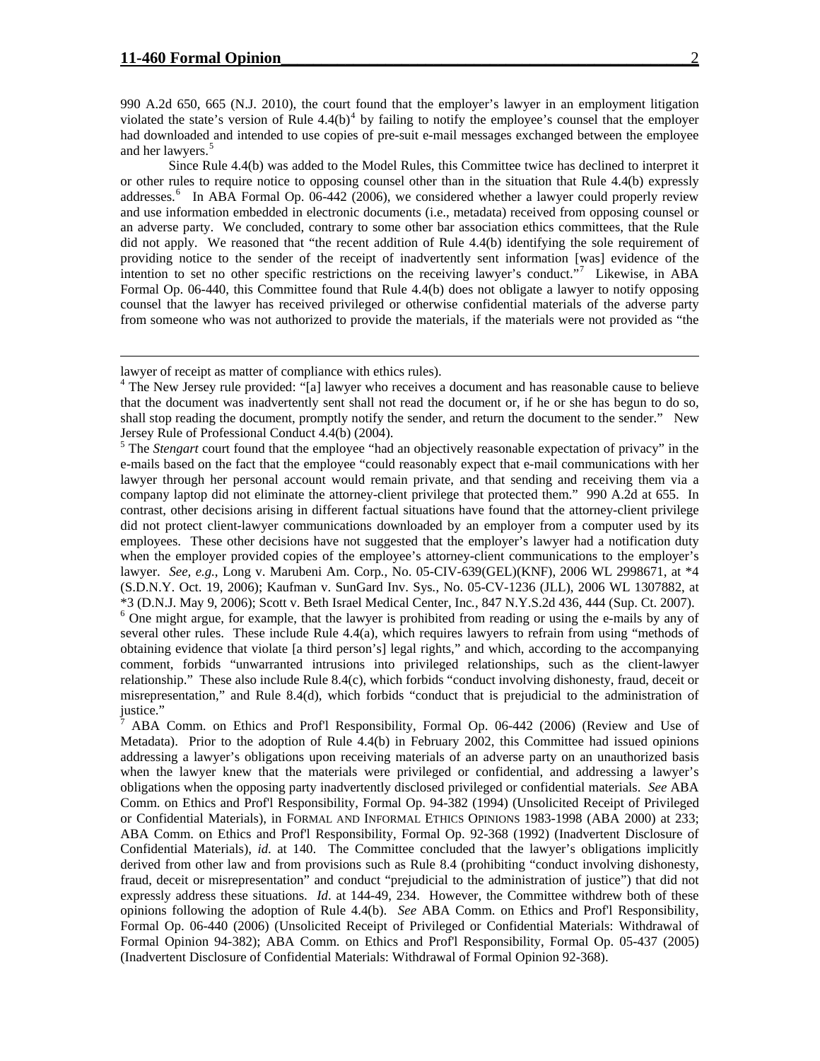990 A.2d 650, 665 (N.J. 2010), the court found that the employer's lawyer in an employment litigation violated the state's version of Rule 4.4(b)[4] by failing to notify the employee's counsel that the employer had downloaded and intended to use copies of pre-suit e-mail messages exchanged between the employee and her lawyers.[5]

Since Rule 4.4(b) was added to the Model Rules, this Committee twice has declined to interpret it or other rules to require notice to opposing counsel other than in the situation that Rule 4.4(b) expressly addresses.[6] In ABA Formal Op. 06-442 (2006), we considered whether a lawyer could properly review and use information embedded in electronic documents (i.e., metadata) received from opposing counsel or an adverse party. We concluded, contrary to some other bar association ethics committees, that the Rule did not apply. We reasoned that "the recent addition of Rule 4.4(b) identifying the sole requirement of providing notice to the sender of the receipt of inadvertently sent information [was] evidence of the intention to set no other specific restrictions on the receiving lawyer's conduct."[7] Likewise, in ABA Formal Op. 06-440, this Committee found that Rule 4.4(b) does not obligate a lawyer to notify opposing counsel that the lawyer has received privileged or otherwise confidential materials of the adverse party from someone who was not authorized to provide the materials, if the materials were not provided as "the

---

lawyer of receipt as matter of compliance with ethics rules).

[4] The New Jersey rule provided: "[a] lawyer who receives a document and has reasonable cause to believe that the document was inadvertently sent shall not read the document or, if he or she has begun to do so, shall stop reading the document, promptly notify the sender, and return the document to the sender." New Jersey Rule of Professional Conduct 4.4(b) (2004).

[5] The *Stengart* court found that the employee "had an objectively reasonable expectation of privacy" in the e-mails based on the fact that the employee "could reasonably expect that e-mail communications with her lawyer through her personal account would remain private, and that sending and receiving them via a company laptop did not eliminate the attorney-client privilege that protected them." 990 A.2d at 655. In contrast, other decisions arising in different factual situations have found that the attorney-client privilege did not protect client-lawyer communications downloaded by an employer from a computer used by its employees. These other decisions have not suggested that the employer's lawyer had a notification duty when the employer provided copies of the employee's attorney-client communications to the employer's lawyer. *See, e.g.*, Long v. Marubeni Am. Corp., No. 05-CIV-639(GEL)(KNF), 2006 WL 2998671, at *4 (S.D.N.Y. Oct. 19, 2006); Kaufman v. SunGard Inv. Sys., No. 05-CV-1236 (JLL), 2006 WL 1307882, at *3 (D.N.J. May 9, 2006); Scott v. Beth Israel Medical Center, Inc., 847 N.Y.S.2d 436, 444 (Sup. Ct. 2007).

[6] One might argue, for example, that the lawyer is prohibited from reading or using the e-mails by any of several other rules. These include Rule 4.4(a), which requires lawyers to refrain from using "methods of obtaining evidence that violate [a third person's] legal rights," and which, according to the accompanying comment, forbids "unwarranted intrusions into privileged relationships, such as the client-lawyer relationship." These also include Rule 8.4(c), which forbids "conduct involving dishonesty, fraud, deceit or misrepresentation," and Rule 8.4(d), which forbids "conduct that is prejudicial to the administration of justice."

[7] ABA Comm. on Ethics and Prof'l Responsibility, Formal Op. 06-442 (2006) (Review and Use of Metadata). Prior to the adoption of Rule 4.4(b) in February 2002, this Committee had issued opinions addressing a lawyer's obligations upon receiving materials of an adverse party on an unauthorized basis when the lawyer knew that the materials were privileged or confidential, and addressing a lawyer's obligations when the opposing party inadvertently disclosed privileged or confidential materials. *See* ABA Comm. on Ethics and Prof'l Responsibility, Formal Op. 94-382 (1994) (Unsolicited Receipt of Privileged or Confidential Materials), in FORMAL AND INFORMAL ETHICS OPINIONS 1983-1998 (ABA 2000) at 233; ABA Comm. on Ethics and Prof'l Responsibility, Formal Op. 92-368 (1992) (Inadvertent Disclosure of Confidential Materials), *id*. at 140. The Committee concluded that the lawyer's obligations implicitly derived from other law and from provisions such as Rule 8.4 (prohibiting "conduct involving dishonesty, fraud, deceit or misrepresentation" and conduct "prejudicial to the administration of justice") that did not expressly address these situations. *Id*. at 144-49, 234. However, the Committee withdrew both of these opinions following the adoption of Rule 4.4(b). *See* ABA Comm. on Ethics and Prof'l Responsibility, Formal Op. 06-440 (2006) (Unsolicited Receipt of Privileged or Confidential Materials: Withdrawal of Formal Opinion 94-382); ABA Comm. on Ethics and Prof'l Responsibility, Formal Op. 05-437 (2005) (Inadvertent Disclosure of Confidential Materials: Withdrawal of Formal Opinion 92-368).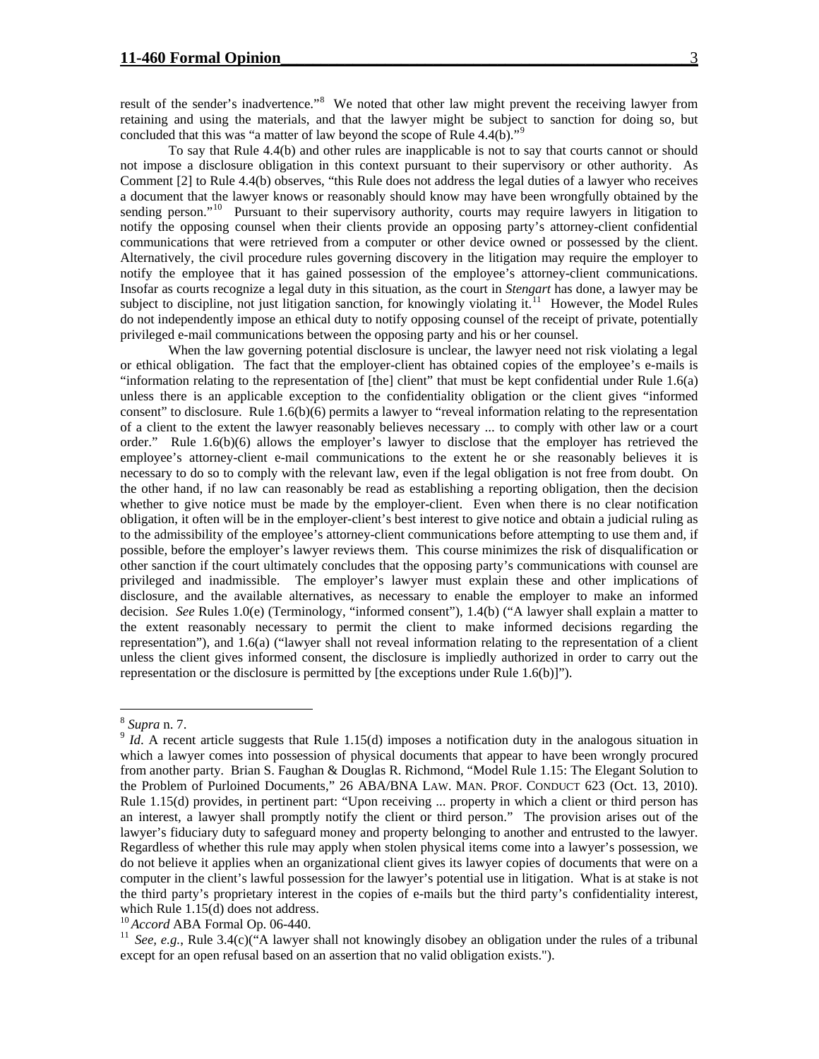result of the sender's inadvertence."[8] We noted that other law might prevent the receiving lawyer from retaining and using the materials, and that the lawyer might be subject to sanction for doing so, but concluded that this was "a matter of law beyond the scope of Rule 4.4(b)."[9]

To say that Rule 4.4(b) and other rules are inapplicable is not to say that courts cannot or should not impose a disclosure obligation in this context pursuant to their supervisory or other authority. As Comment [2] to Rule 4.4(b) observes, "this Rule does not address the legal duties of a lawyer who receives a document that the lawyer knows or reasonably should know may have been wrongfully obtained by the sending person."[10] Pursuant to their supervisory authority, courts may require lawyers in litigation to notify the opposing counsel when their clients provide an opposing party's attorney-client confidential communications that were retrieved from a computer or other device owned or possessed by the client. Alternatively, the civil procedure rules governing discovery in the litigation may require the employer to notify the employee that it has gained possession of the employee's attorney-client communications. Insofar as courts recognize a legal duty in this situation, as the court in *Stengart* has done, a lawyer may be subject to discipline, not just litigation sanction, for knowingly violating it.[11] However, the Model Rules do not independently impose an ethical duty to notify opposing counsel of the receipt of private, potentially privileged e-mail communications between the opposing party and his or her counsel.

When the law governing potential disclosure is unclear, the lawyer need not risk violating a legal or ethical obligation. The fact that the employer-client has obtained copies of the employee's e-mails is "information relating to the representation of [the] client" that must be kept confidential under Rule 1.6(a) unless there is an applicable exception to the confidentiality obligation or the client gives "informed consent" to disclosure. Rule 1.6(b)(6) permits a lawyer to "reveal information relating to the representation of a client to the extent the lawyer reasonably believes necessary ... to comply with other law or a court order." Rule 1.6(b)(6) allows the employer's lawyer to disclose that the employer has retrieved the employee's attorney-client e-mail communications to the extent he or she reasonably believes it is necessary to do so to comply with the relevant law, even if the legal obligation is not free from doubt. On the other hand, if no law can reasonably be read as establishing a reporting obligation, then the decision whether to give notice must be made by the employer-client. Even when there is no clear notification obligation, it often will be in the employer-client's best interest to give notice and obtain a judicial ruling as to the admissibility of the employee's attorney-client communications before attempting to use them and, if possible, before the employer's lawyer reviews them. This course minimizes the risk of disqualification or other sanction if the court ultimately concludes that the opposing party's communications with counsel are privileged and inadmissible. The employer's lawyer must explain these and other implications of disclosure, and the available alternatives, as necessary to enable the employer to make an informed decision. *See* Rules 1.0(e) (Terminology, "informed consent"), 1.4(b) ("A lawyer shall explain a matter to the extent reasonably necessary to permit the client to make informed decisions regarding the representation"), and 1.6(a) ("lawyer shall not reveal information relating to the representation of a client unless the client gives informed consent, the disclosure is impliedly authorized in order to carry out the representation or the disclosure is permitted by [the exceptions under Rule 1.6(b)]").

---

[8] *Supra* n. 7.

[9] *Id*. A recent article suggests that Rule 1.15(d) imposes a notification duty in the analogous situation in which a lawyer comes into possession of physical documents that appear to have been wrongly procured from another party. Brian S. Faughan & Douglas R. Richmond, "Model Rule 1.15: The Elegant Solution to the Problem of Purloined Documents," 26 ABA/BNA LAW. MAN. PROF. CONDUCT 623 (Oct. 13, 2010). Rule 1.15(d) provides, in pertinent part: "Upon receiving ... property in which a client or third person has an interest, a lawyer shall promptly notify the client or third person." The provision arises out of the lawyer's fiduciary duty to safeguard money and property belonging to another and entrusted to the lawyer. Regardless of whether this rule may apply when stolen physical items come into a lawyer's possession, we do not believe it applies when an organizational client gives its lawyer copies of documents that were on a computer in the client's lawful possession for the lawyer's potential use in litigation. What is at stake is not the third party's proprietary interest in the copies of e-mails but the third party's confidentiality interest, which Rule 1.15(d) does not address.

[10] *Accord* ABA Formal Op. 06-440.

[11] *See, e.g.*, Rule 3.4(c)("A lawyer shall not knowingly disobey an obligation under the rules of a tribunal except for an open refusal based on an assertion that no valid obligation exists.").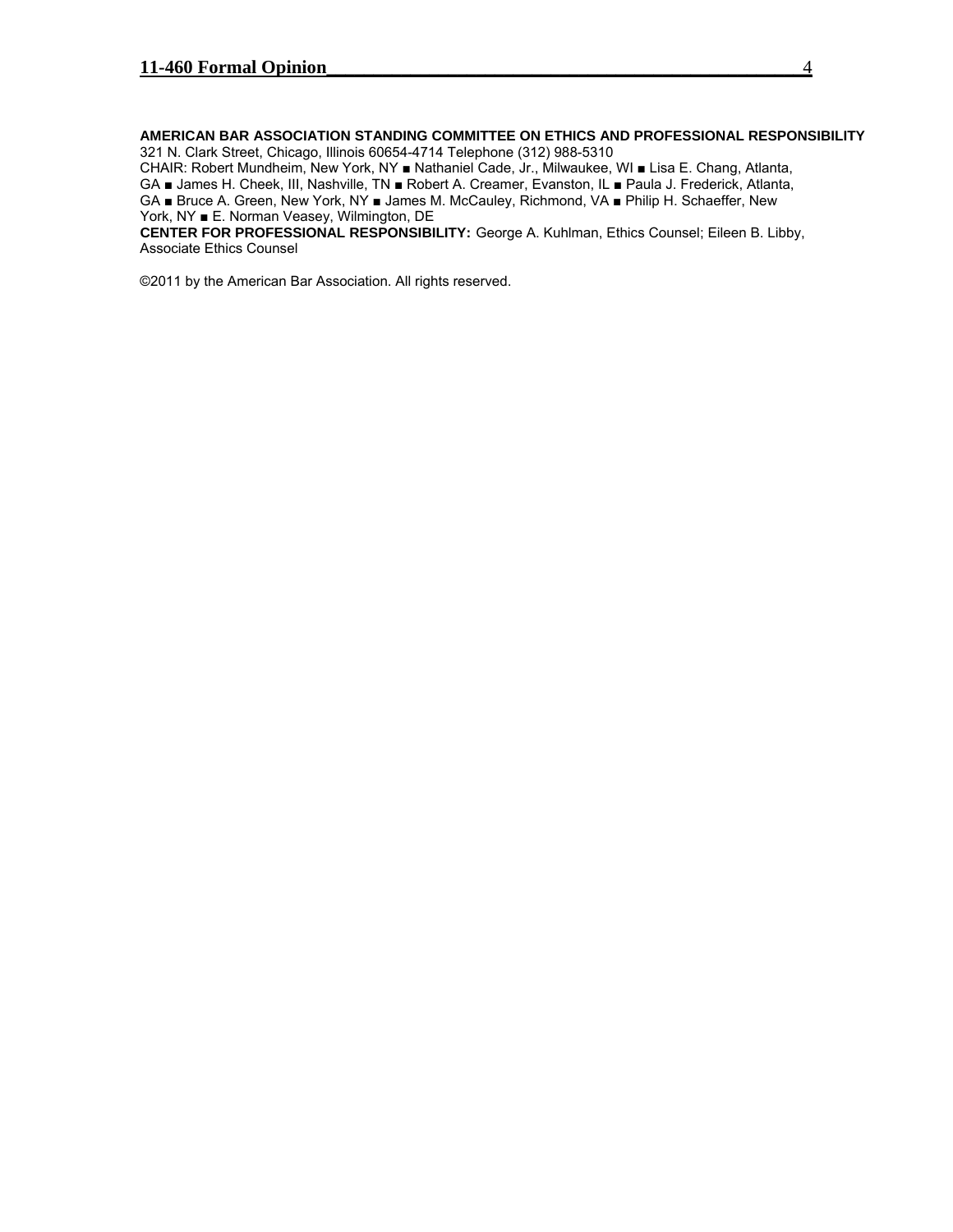**AMERICAN BAR ASSOCIATION STANDING COMMITTEE ON ETHICS AND PROFESSIONAL RESPONSIBILITY**
321 N. Clark Street, Chicago, Illinois 60654-4714 Telephone (312) 988-5310
CHAIR: Robert Mundheim, New York, NY ■ Nathaniel Cade, Jr., Milwaukee, WI ■ Lisa E. Chang, Atlanta, GA ■ James H. Cheek, III, Nashville, TN ■ Robert A. Creamer, Evanston, IL ■ Paula J. Frederick, Atlanta, GA ■ Bruce A. Green, New York, NY ■ James M. McCauley, Richmond, VA ■ Philip H. Schaeffer, New York, NY ■ E. Norman Veasey, Wilmington, DE
**CENTER FOR PROFESSIONAL RESPONSIBILITY:** George A. Kuhlman, Ethics Counsel; Eileen B. Libby, Associate Ethics Counsel

©2011 by the American Bar Association. All rights reserved.